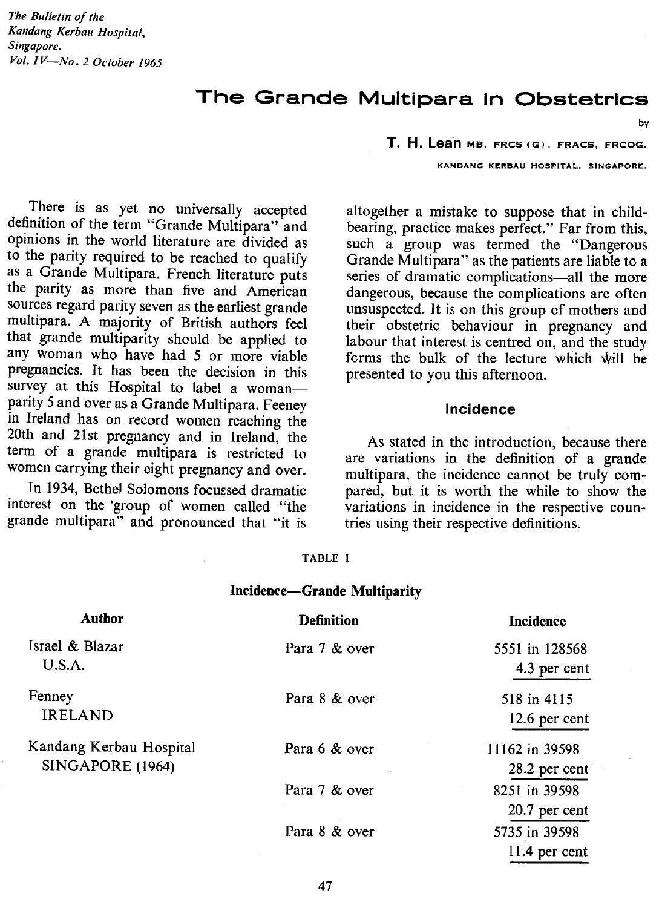*The Bulletin of the Kandang Kerbau Hospital, Singapore. Vol. IV—No. 2 October 1965*

# The Grande Multipara in Obstetrics

by

**T. H. Lean** MB, FRCS (G), FRACS, FRCOG.

KANDANG KERBAU HOSPITAL, SINGAPORE.

There is as yet no universally accepted definition of the term "Grande Multipara" and opinions in the world literature are divided as to the parity required to be reached to qualify as a Grande Multipara. French literature puts the parity as more than five and American sources regard parity seven as the earliest grande multipara. A majority of British authors feel that grande multiparity should be applied to any woman who have had 5 or more viable pregnancies. It has been the decision in this survey at this Hospital to label a woman—parity 5 and over as a Grande Multipara. Feeney in Ireland has on record women reaching the 20th and 21st pregnancy and in Ireland, the term of a grande multipara is restricted to women carrying their eight pregnancy and over.

In 1934, Bethel Solomons focussed dramatic interest on the group of women called "the grande multipara" and pronounced that "it is altogether a mistake to suppose that in child-bearing, practice makes perfect." Far from this, such a group was termed the "Dangerous Grande Multipara" as the patients are liable to a series of dramatic complications—all the more dangerous, because the complications are often unsuspected. It is on this group of mothers and their obstetric behaviour in pregnancy and labour that interest is centred on, and the study forms the bulk of the lecture which will be presented to you this afternoon.

## Incidence

As stated in the introduction, because there are variations in the definition of a grande multipara, the incidence cannot be truly compared, but it is worth the while to show the variations in incidence in the respective countries using their respective definitions.

TABLE I

**Incidence—Grande Multiparity**

| Author | Definition | Incidence |
|---|---|---|
| Israel & Blazar U.S.A. | Para 7 & over | 5551 in 128568<br>4.3 per cent |
| Fenney IRELAND | Para 8 & over | 518 in 4115<br>12.6 per cent |
| Kandang Kerbau Hospital SINGAPORE (1964) | Para 6 & over | 11162 in 39598<br>28.2 per cent |
| | Para 7 & over | 8251 in 39598<br>20.7 per cent |
| | Para 8 & over | 5735 in 39598<br>11.4 per cent |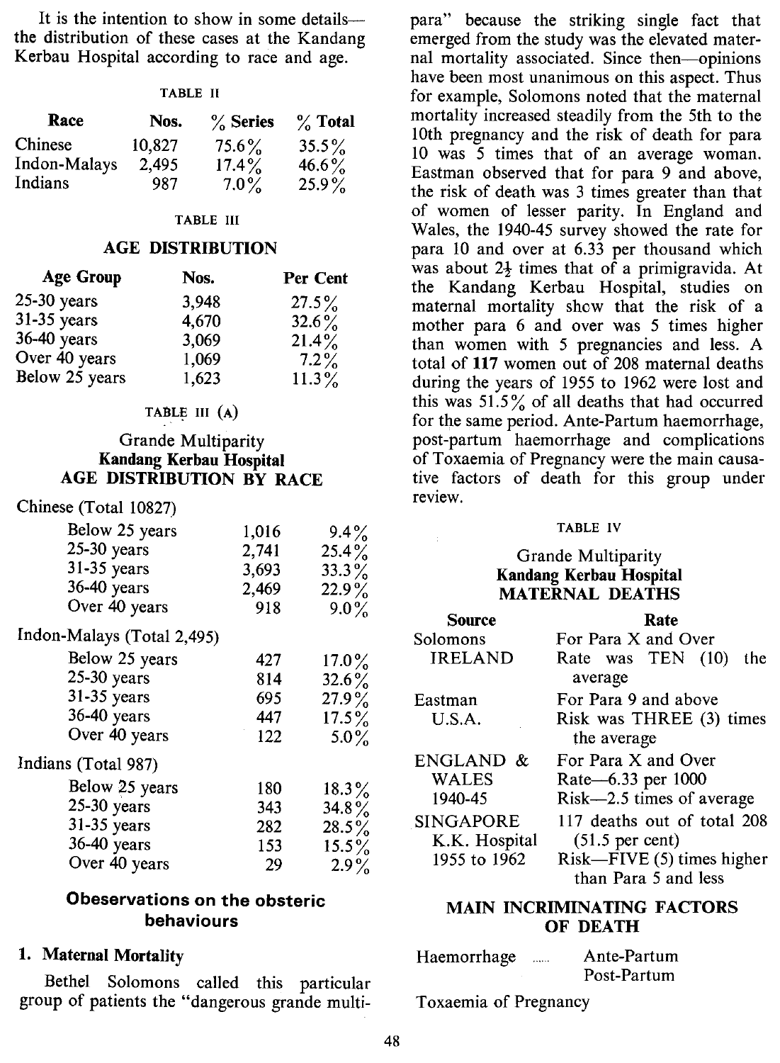It is the intention to show in some details—the distribution of these cases at the Kandang Kerbau Hospital according to race and age.

TABLE II

| Race | Nos. | % Series | % Total |
|---|---|---|---|
| Chinese | 10,827 | 75.6% | 35.5% |
| Indon-Malays | 2,495 | 17.4% | 46.6% |
| Indians | 987 | 7.0% | 25.9% |

TABLE III

**AGE DISTRIBUTION**

| Age Group | Nos. | Per Cent |
|---|---|---|
| 25-30 years | 3,948 | 27.5% |
| 31-35 years | 4,670 | 32.6% |
| 36-40 years | 3,069 | 21.4% |
| Over 40 years | 1,069 | 7.2% |
| Below 25 years | 1,623 | 11.3% |

TABLE III (A)

Grande Multiparity
**Kandang Kerbau Hospital**
**AGE DISTRIBUTION BY RACE**

| | Nos. | Per Cent |
|---|---|---|
| **Chinese (Total 10827)** | | |
| Below 25 years | 1,016 | 9.4% |
| 25-30 years | 2,741 | 25.4% |
| 31-35 years | 3,693 | 33.3% |
| 36-40 years | 2,469 | 22.9% |
| Over 40 years | 918 | 9.0% |
| **Indon-Malays (Total 2,495)** | | |
| Below 25 years | 427 | 17.0% |
| 25-30 years | 814 | 32.6% |
| 31-35 years | 695 | 27.9% |
| 36-40 years | 447 | 17.5% |
| Over 40 years | 122 | 5.0% |
| **Indians (Total 987)** | | |
| Below 25 years | 180 | 18.3% |
| 25-30 years | 343 | 34.8% |
| 31-35 years | 282 | 28.5% |
| 36-40 years | 153 | 15.5% |
| Over 40 years | 29 | 2.9% |

## Obeservations on the obsteric behaviours

### 1. Maternal Mortality

Bethel Solomons called this particular group of patients the "dangerous grande multipara" because the striking single fact that emerged from the study was the elevated maternal mortality associated. Since then—opinions have been most unanimous on this aspect. Thus for example, Solomons noted that the maternal mortality increased steadily from the 5th to the 10th pregnancy and the risk of death for para 10 was 5 times that of an average woman. Eastman observed that for para 9 and above, the risk of death was 3 times greater than that of women of lesser parity. In England and Wales, the 1940-45 survey showed the rate for para 10 and over at 6.33 per thousand which was about 2½ times that of a primigravida. At the Kandang Kerbau Hospital, studies on maternal mortality show that the risk of a mother para 6 and over was 5 times higher than women with 5 pregnancies and less. A total of **117** women out of 208 maternal deaths during the years of 1955 to 1962 were lost and this was 51.5% of all deaths that had occurred for the same period. Ante-Partum haemorrhage, post-partum haemorrhage and complications of Toxaemia of Pregnancy were the main causative factors of death for this group under review.

TABLE IV

Grande Multiparity
**Kandang Kerbau Hospital**
**MATERNAL DEATHS**

| Source | Rate |
|---|---|
| Solomons IRELAND | For Para X and Over Rate was TEN (10) the average |
| Eastman U.S.A. | For Para 9 and above Risk was THREE (3) times the average |
| ENGLAND & WALES 1940-45 | For Para X and Over Rate—6.33 per 1000 Risk—2.5 times of average |
| SINGAPORE K.K. Hospital 1955 to 1962 | 117 deaths out of total 208 (51.5 per cent) Risk—FIVE (5) times higher than Para 5 and less |

**MAIN INCRIMINATING FACTORS OF DEATH**

| | |
|---|---|
| Haemorrhage ...... | Ante-Partum |
| | Post-Partum |
| Toxaemia of Pregnancy | |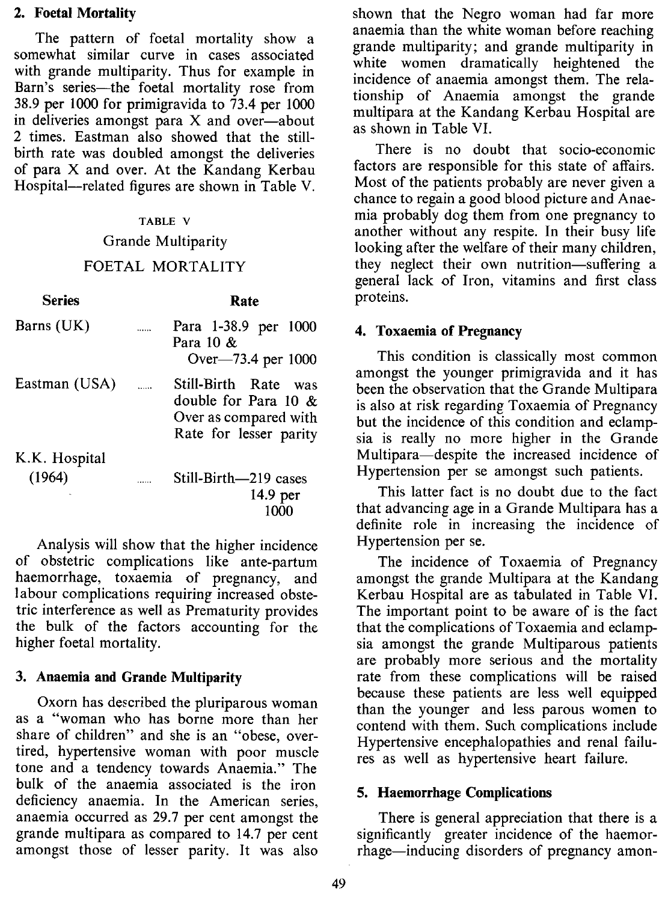## 2. Foetal Mortality

The pattern of foetal mortality show a somewhat similar curve in cases associated with grande multiparity. Thus for example in Barn's series—the foetal mortality rose from 38.9 per 1000 for primigravida to 73.4 per 1000 in deliveries amongst para X and over—about 2 times. Eastman also showed that the still-birth rate was doubled amongst the deliveries of para X and over. At the Kandang Kerbau Hospital—related figures are shown in Table V.

TABLE V

Grande Multiparity

FOETAL MORTALITY

| Series | | Rate |
|---|---|---|
| Barns (UK) | ...... | Para 1-38.9 per 1000<br>Para 10 & Over—73.4 per 1000 |
| Eastman (USA) | ...... | Still-Birth Rate was double for Para 10 & Over as compared with Rate for lesser parity |
| K.K. Hospital (1964) | ...... | Still-Birth—219 cases<br>14.9 per 1000 |

Analysis will show that the higher incidence of obstetric complications like ante-partum haemorrhage, toxaemia of pregnancy, and labour complications requiring increased obstetric interference as well as Prematurity provides the bulk of the factors accounting for the higher foetal mortality.

## 3. Anaemia and Grande Multiparity

Oxorn has described the pluriparous woman as a "woman who has borne more than her share of children" and she is an "obese, over-tired, hypertensive woman with poor muscle tone and a tendency towards Anaemia." The bulk of the anaemia associated is the iron deficiency anaemia. In the American series, anaemia occurred as 29.7 per cent amongst the grande multipara as compared to 14.7 per cent amongst those of lesser parity. It was also shown that the Negro woman had far more anaemia than the white woman before reaching grande multiparity; and grande multiparity in white women dramatically heightened the incidence of anaemia amongst them. The relationship of Anaemia amongst the grande multipara at the Kandang Kerbau Hospital are as shown in Table VI.

There is no doubt that socio-economic factors are responsible for this state of affairs. Most of the patients probably are never given a chance to regain a good blood picture and Anaemia probably dog them from one pregnancy to another without any respite. In their busy life looking after the welfare of their many children, they neglect their own nutrition—suffering a general lack of Iron, vitamins and first class proteins.

## 4. Toxaemia of Pregnancy

This condition is classically most common amongst the younger primigravida and it has been the observation that the Grande Multipara is also at risk regarding Toxaemia of Pregnancy but the incidence of this condition and eclampsia is really no more higher in the Grande Multipara—despite the increased incidence of Hypertension per se amongst such patients.

This latter fact is no doubt due to the fact that advancing age in a Grande Multipara has a definite role in increasing the incidence of Hypertension per se.

The incidence of Toxaemia of Pregnancy amongst the grande Multipara at the Kandang Kerbau Hospital are as tabulated in Table VI. The important point to be aware of is the fact that the complications of Toxaemia and eclampsia amongst the grande Multiparous patients are probably more serious and the mortality rate from these complications will be raised because these patients are less well equipped than the younger and less parous women to contend with them. Such complications include Hypertensive encephalopathies and renal failures as well as hypertensive heart failure.

## 5. Haemorrhage Complications

There is general appreciation that there is a significantly greater incidence of the haemorrhage—inducing disorders of pregnancy amon-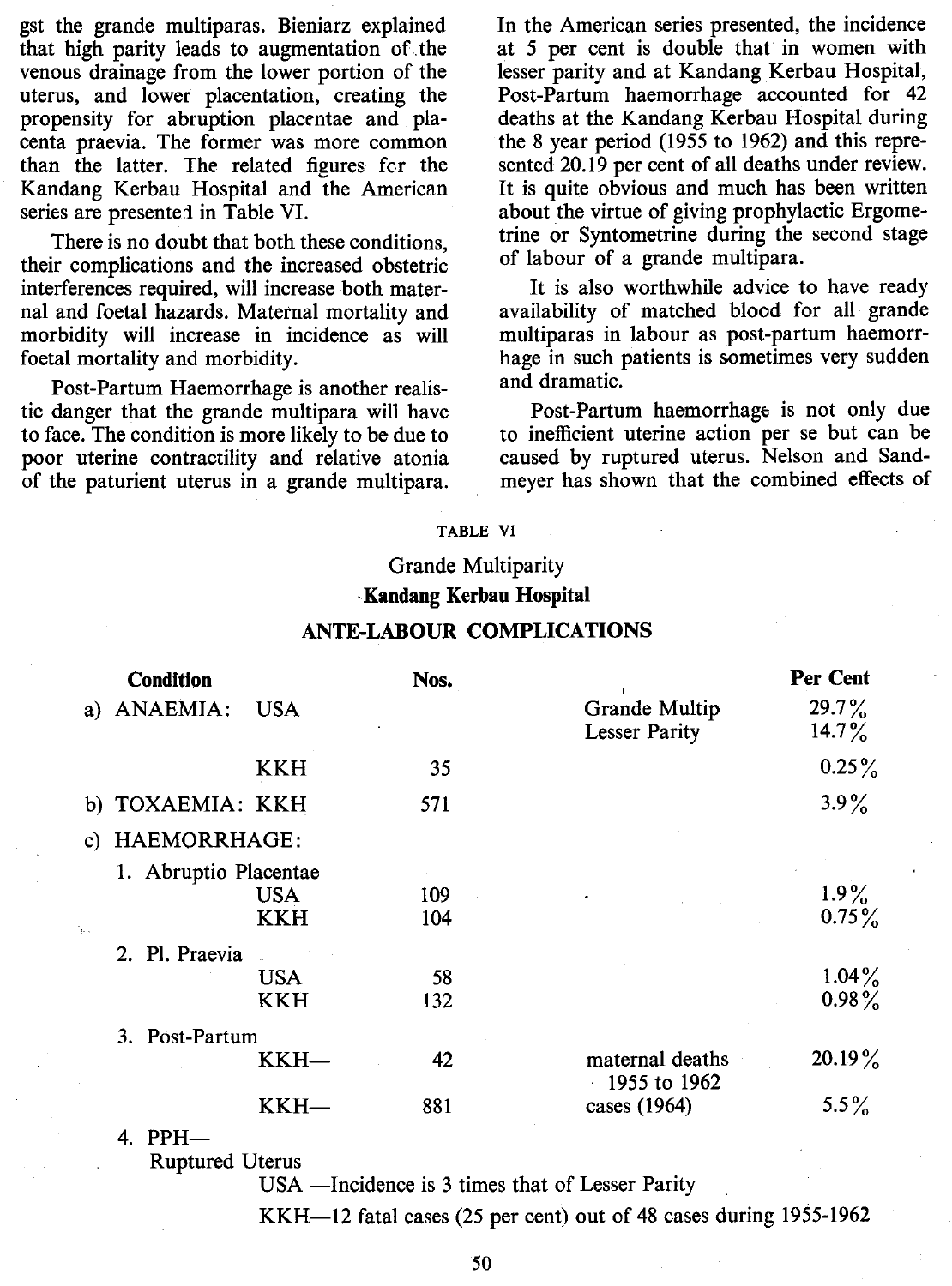gst the grande multiparas. Bieniarz explained that high parity leads to augmentation of the venous drainage from the lower portion of the uterus, and lower placentation, creating the propensity for abruption placentae and placenta praevia. The former was more common than the latter. The related figures for the Kandang Kerbau Hospital and the American series are presented in Table VI.

There is no doubt that both these conditions, their complications and the increased obstetric interferences required, will increase both maternal and foetal hazards. Maternal mortality and morbidity will increase in incidence as will foetal mortality and morbidity.

Post-Partum Haemorrhage is another realistic danger that the grande multipara will have to face. The condition is more likely to be due to poor uterine contractility and relative atonia of the paturient uterus in a grande multipara. In the American series presented, the incidence at 5 per cent is double that in women with lesser parity and at Kandang Kerbau Hospital, Post-Partum haemorrhage accounted for 42 deaths at the Kandang Kerbau Hospital during the 8 year period (1955 to 1962) and this represented 20.19 per cent of all deaths under review. It is quite obvious and much has been written about the virtue of giving prophylactic Ergometrine or Syntometrine during the second stage of labour of a grande multipara.

It is also worthwhile advice to have ready availability of matched blood for all grande multiparas in labour as post-partum haemorrhage in such patients is sometimes very sudden and dramatic.

Post-Partum haemorrhage is not only due to inefficient uterine action per se but can be caused by ruptured uterus. Nelson and Sandmeyer has shown that the combined effects of

TABLE VI

Grande Multiparity

**Kandang Kerbau Hospital**

**ANTE-LABOUR COMPLICATIONS**

| **Condition** | | **Nos.** | | **Per Cent** |
|---|---|---|---|---|
| a) ANAEMIA: | USA | | Grande Multip | 29.7% |
| | | | Lesser Parity | 14.7% |
| | KKH | 35 | | 0.25% |
| b) TOXAEMIA: | KKH | 571 | | 3.9% |
| c) HAEMORRHAGE: | | | | |
| 1. Abruptio Placentae | USA | 109 | | 1.9% |
| | KKH | 104 | | 0.75% |
| 2. Pl. Praevia | USA | 58 | | 1.04% |
| | KKH | 132 | | 0.98% |
| 3. Post-Partum | KKH— | 42 | maternal deaths 1955 to 1962 | 20.19% |
| | KKH— | 881 | cases (1964) | 5.5% |
| 4. PPH— Ruptured Uterus | USA —Incidence is 3 times that of Lesser Parity | | | |
| | KKH—12 fatal cases (25 per cent) out of 48 cases during 1955-1962 | | | |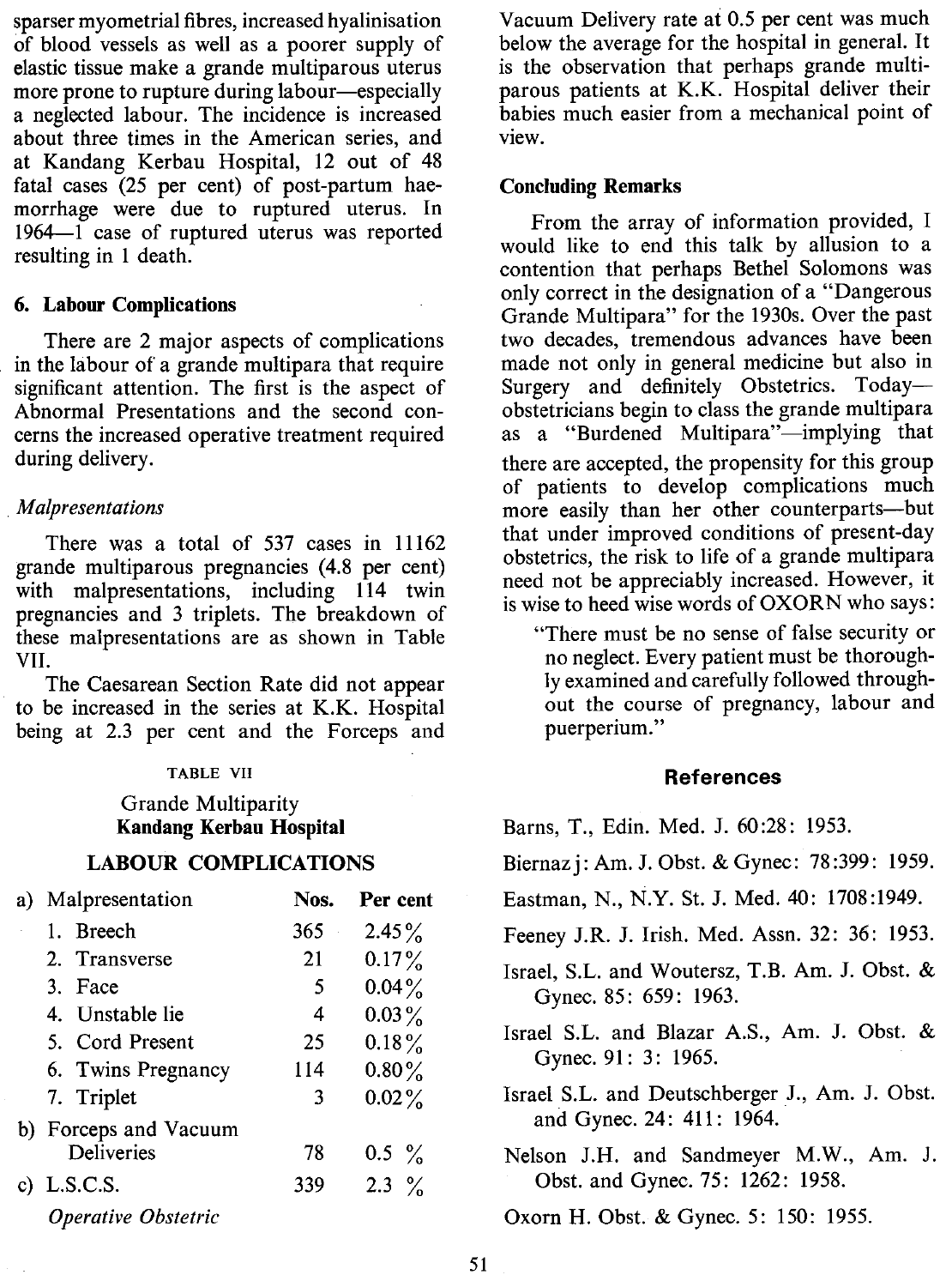sparser myometrial fibres, increased hyalinisation of blood vessels as well as a poorer supply of elastic tissue make a grande multiparous uterus more prone to rupture during labour—especially a neglected labour. The incidence is increased about three times in the American series, and at Kandang Kerbau Hospital, 12 out of 48 fatal cases (25 per cent) of post-partum haemorrhage were due to ruptured uterus. In 1964—1 case of ruptured uterus was reported resulting in 1 death.

### 6. Labour Complications

There are 2 major aspects of complications in the labour of a grande multipara that require significant attention. The first is the aspect of Abnormal Presentations and the second concerns the increased operative treatment required during delivery.

*Malpresentations*

There was a total of 537 cases in 11162 grande multiparous pregnancies (4.8 per cent) with malpresentations, including 114 twin pregnancies and 3 triplets. The breakdown of these malpresentations are as shown in Table VII.

The Caesarean Section Rate did not appear to be increased in the series at K.K. Hospital being at 2.3 per cent and the Forceps and Vacuum Delivery rate at 0.5 per cent was much below the average for the hospital in general. It is the observation that perhaps grande multiparous patients at K.K. Hospital deliver their babies much easier from a mechanical point of view.

TABLE VII

Grande Multiparity
**Kandang Kerbau Hospital**

**LABOUR COMPLICATIONS**

| | Nos. | Per cent |
|---|---|---|
| a) Malpresentation | | |
| 1. Breech | 365 | 2.45% |
| 2. Transverse | 21 | 0.17% |
| 3. Face | 5 | 0.04% |
| 4. Unstable lie | 4 | 0.03% |
| 5. Cord Present | 25 | 0.18% |
| 6. Twins Pregnancy | 114 | 0.80% |
| 7. Triplet | 3 | 0.02% |
| b) Forceps and Vacuum Deliveries | 78 | 0.5 % |
| c) L.S.C.S. | 339 | 2.3 % |

*Operative Obstetric*

### Concluding Remarks

From the array of information provided, I would like to end this talk by allusion to a contention that perhaps Bethel Solomons was only correct in the designation of a "Dangerous Grande Multipara" for the 1930s. Over the past two decades, tremendous advances have been made not only in general medicine but also in Surgery and definitely Obstetrics. Today—obstetricians begin to class the grande multipara as a "Burdened Multipara"—implying that there are accepted, the propensity for this group of patients to develop complications much more easily than her other counterparts—but that under improved conditions of present-day obstetrics, the risk to life of a grande multipara need not be appreciably increased. However, it is wise to heed wise words of OXORN who says:

> "There must be no sense of false security or no neglect. Every patient must be thoroughly examined and carefully followed throughout the course of pregnancy, labour and puerperium."

## References

Barns, T., Edin. Med. J. 60:28: 1953.

Biernaz j: Am. J. Obst. & Gynec: 78:399: 1959.

Eastman, N., N.Y. St. J. Med. 40: 1708:1949.

Feeney J.R. J. Irish. Med. Assn. 32: 36: 1953.

Israel, S.L. and Woutersz, T.B. Am. J. Obst. & Gynec. 85: 659: 1963.

Israel S.L. and Blazar A.S., Am. J. Obst. & Gynec. 91: 3: 1965.

Israel S.L. and Deutschberger J., Am. J. Obst. and Gynec. 24: 411: 1964.

Nelson J.H. and Sandmeyer M.W., Am. J. Obst. and Gynec. 75: 1262: 1958.

Oxorn H. Obst. & Gynec. 5: 150: 1955.